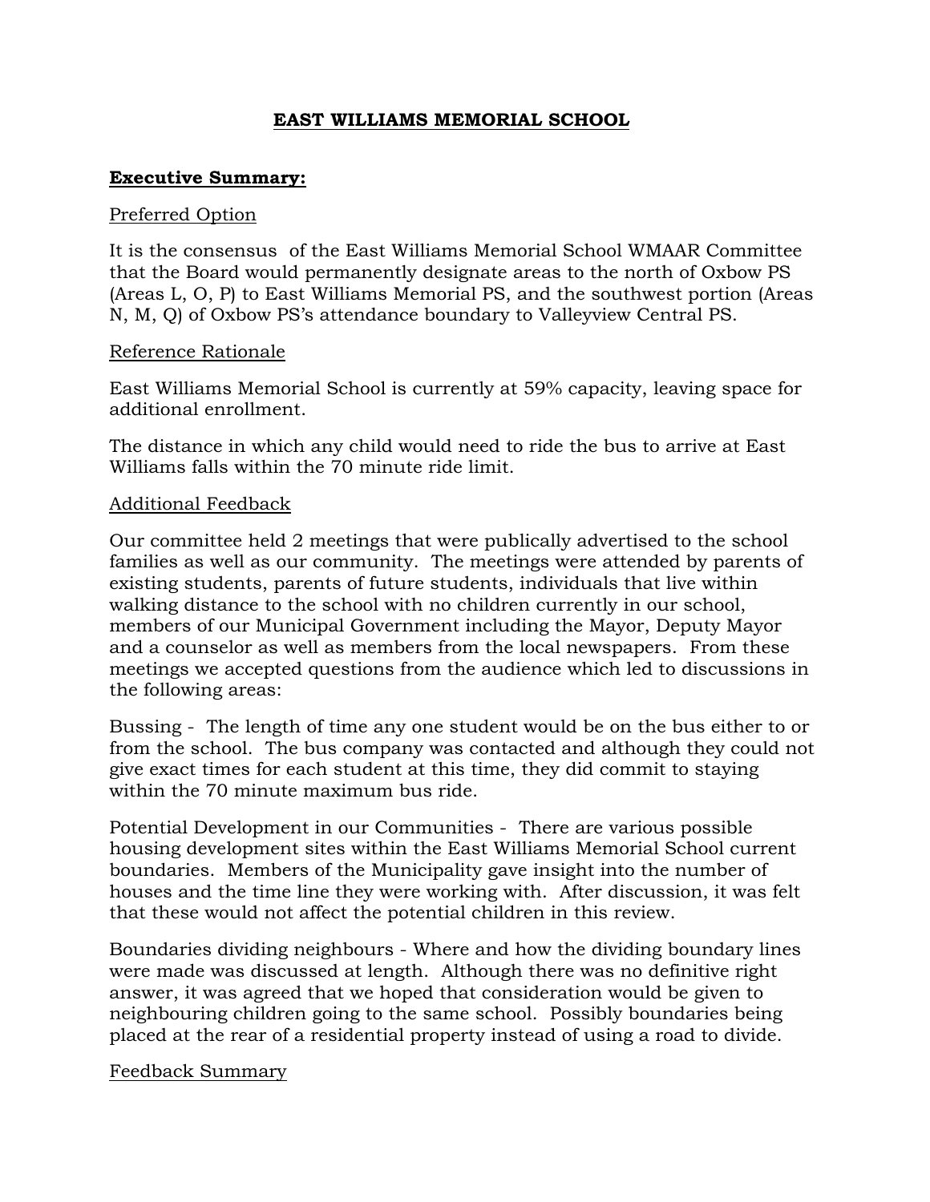# **EAST WILLIAMS MEMORIAL SCHOOL**

## **Executive Summary:**

Preferred Option

It is the consensus of the East Williams Memorial School WMAAR Committee that the Board would permanently designate areas to the north of Oxbow PS (Areas L, O, P) to East Williams Memorial PS, and the southwest portion (Areas N, M, Q) of Oxbow PS's attendance boundary to Valleyview Central PS.

Reference Rationale

East Williams Memorial School is currently at 59% capacity, leaving space for additional enrollment.

The distance in which any child would need to ride the bus to arrive at East Williams falls within the 70 minute ride limit.

Additional Feedback

Our committee held 2 meetings that were publically advertised to the school families as well as our community. The meetings were attended by parents of existing students, parents of future students, individuals that live within walking distance to the school with no children currently in our school, members of our Municipal Government including the Mayor, Deputy Mayor and a counselor as well as members from the local newspapers. From these meetings we accepted questions from the audience which led to discussions in the following areas:

Bussing - The length of time any one student would be on the bus either to or from the school. The bus company was contacted and although they could not give exact times for each student at this time, they did commit to staying within the 70 minute maximum bus ride.

Potential Development in our Communities - There are various possible housing development sites within the East Williams Memorial School current boundaries. Members of the Municipality gave insight into the number of houses and the time line they were working with. After discussion, it was felt that these would not affect the potential children in this review.

Boundaries dividing neighbours - Where and how the dividing boundary lines were made was discussed at length. Although there was no definitive right answer, it was agreed that we hoped that consideration would be given to neighbouring children going to the same school. Possibly boundaries being placed at the rear of a residential property instead of using a road to divide.

Feedback Summary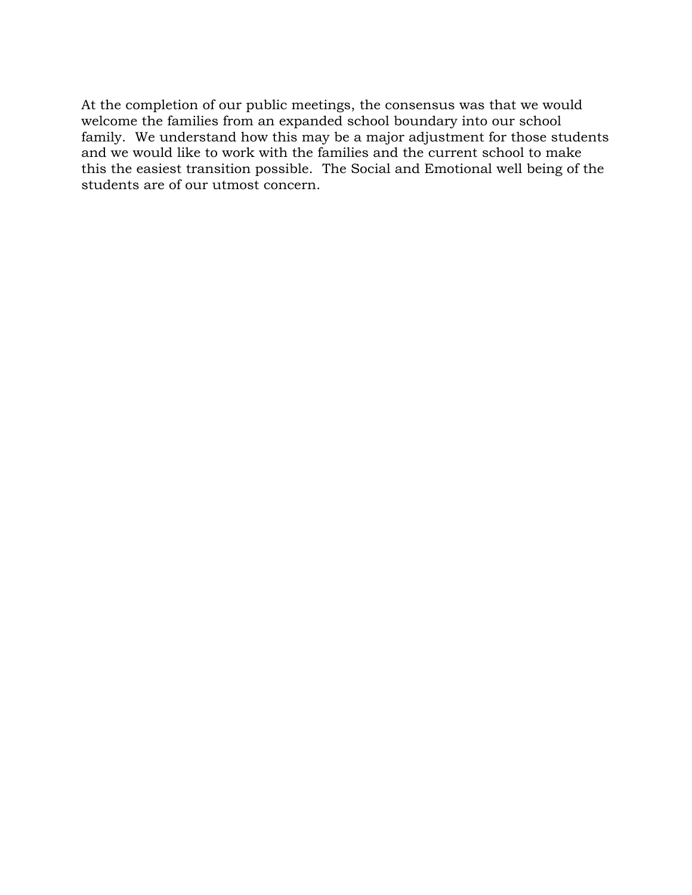At the completion of our public meetings, the consensus was that we would welcome the families from an expanded school boundary into our school family. We understand how this may be a major adjustment for those students and we would like to work with the families and the current school to make this the easiest transition possible. The Social and Emotional well being of the students are of our utmost concern.